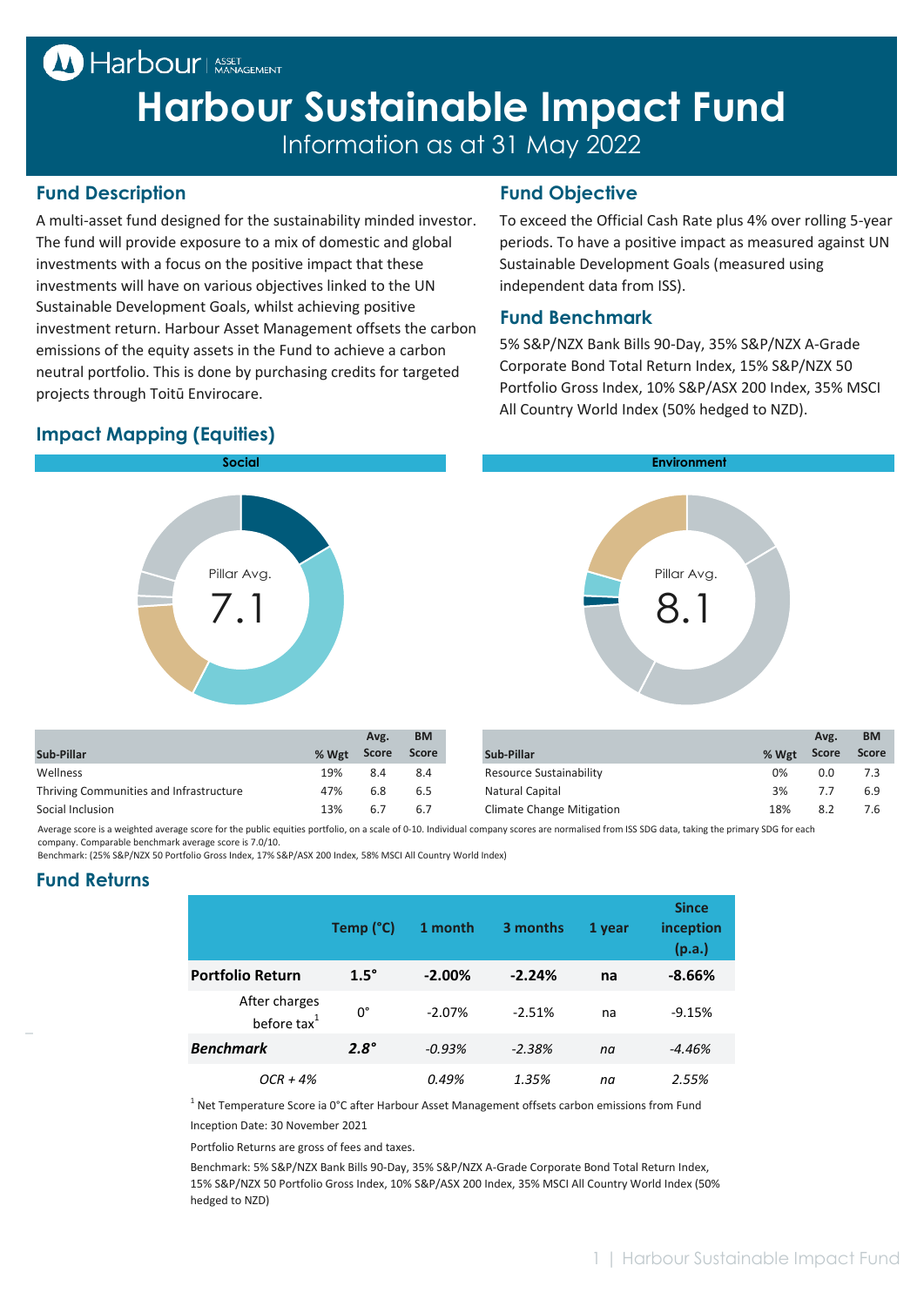# Harbour Sustainable Impact Fund

Information as at 31 May 2022

## Fund Description

A multi-asset fund designed for the sustainability minded investor. The fund will provide exposure to a mix of domestic and global investments with a focus on the positive impact that these investments will have on various objectives linked to the UN Sustainable Development Goals, whilst achieving positive investment return. Harbour Asset Management offsets the carbon emissions of the equity assets in the Fund to achieve a carbon neutral portfolio. This is done by purchasing credits for targeted projects through Toitū Envirocare.

## Fund Objective

To exceed the Official Cash Rate plus 4% over rolling 5-year periods. To have a positive impact as measured against UN Sustainable Development Goals (measured using independent data from ISS).

## Fund Benchmark

5% S&P/NZX Bank Bills 90-Day, 35% S&P/NZX A-Grade Corporate Bond Total Return Index, 15% S&P/NZX 50 Portfolio Gross Index, 10% S&P/ASX 200 Index, 35% MSCI All Country World Index (50% hedged to NZD).

## Impact Mapping (Equities)

**Social**

Pillar Avg. 7.1

| Sub-Pillar | % Wgt | Avg. Score | BM Score |
|---|---|---|---|
| Wellness | 19% | 8.4 | 8.4 |
| Thriving Communities and Infrastructure | 47% | 6.8 | 6.5 |
| Social Inclusion | 13% | 6.7 | 6.7 |

**Environment**

Pillar Avg. 8.1

| Sub-Pillar | % Wgt | Avg. Score | BM Score |
|---|---|---|---|
| Resource Sustainability | 0% | 0.0 | 7.3 |
| Natural Capital | 3% | 7.7 | 6.9 |
| Climate Change Mitigation | 18% | 8.2 | 7.6 |

Average score is a weighted average score for the public equities portfolio, on a scale of 0-10. Individual company scores are normalised from ISS SDG data, taking the primary SDG for each company. Comparable benchmark average score is 7.0/10.
Benchmark: (25% S&P/NZX 50 Portfolio Gross Index, 17% S&P/ASX 200 Index, 58% MSCI All Country World Index)

## Fund Returns

| | Temp (°C) | 1 month | 3 months | 1 year | Since inception (p.a.) |
|---|---|---|---|---|---|
| **Portfolio Return** | **1.5°** | **-2.00%** | **-2.24%** | **na** | **-8.66%** |
| After charges before tax[1] | 0° | -2.07% | -2.51% | na | -9.15% |
| ***Benchmark*** | ***2.8°*** | *-0.93%* | *-2.38%* | *na* | *-4.46%* |
| *OCR + 4%* | | *0.49%* | *1.35%* | *na* | *2.55%* |

[1] Net Temperature Score ia 0°C after Harbour Asset Management offsets carbon emissions from Fund

Inception Date: 30 November 2021

Portfolio Returns are gross of fees and taxes.

Benchmark: 5% S&P/NZX Bank Bills 90-Day, 35% S&P/NZX A-Grade Corporate Bond Total Return Index, 15% S&P/NZX 50 Portfolio Gross Index, 10% S&P/ASX 200 Index, 35% MSCI All Country World Index (50% hedged to NZD)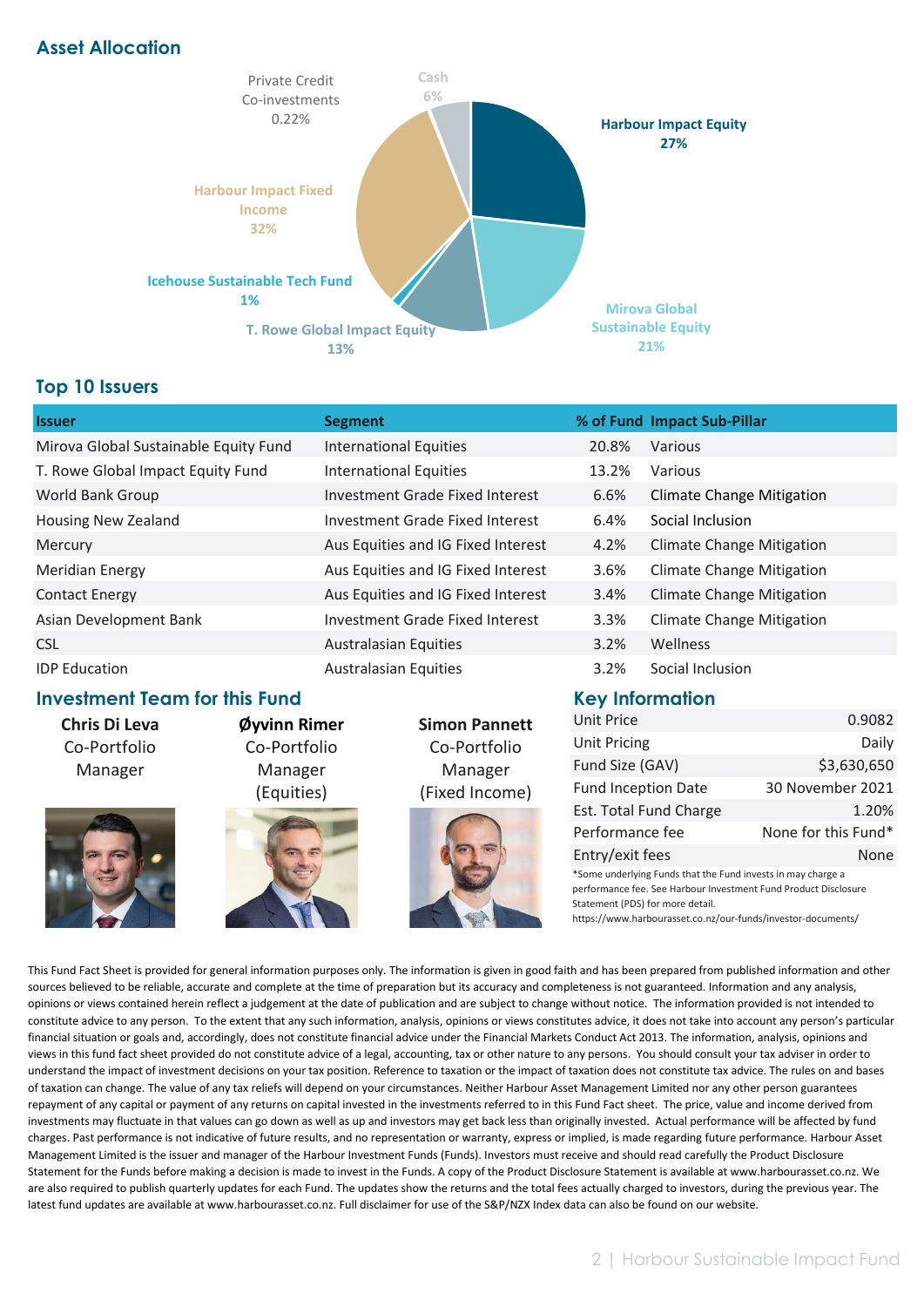## Asset Allocation

Private Credit Co-investments 0.22%

Cash 6%

Harbour Impact Equity 27%

Harbour Impact Fixed Income 32%

Icehouse Sustainable Tech Fund 1%

T. Rowe Global Impact Equity 13%

Mirova Global Sustainable Equity 21%

## Top 10 Issuers

| Issuer | Segment | % of Fund | Impact Sub-Pillar |
|---|---|---|---|
| Mirova Global Sustainable Equity Fund | International Equities | 20.8% | Various |
| T. Rowe Global Impact Equity Fund | International Equities | 13.2% | Various |
| World Bank Group | Investment Grade Fixed Interest | 6.6% | Climate Change Mitigation |
| Housing New Zealand | Investment Grade Fixed Interest | 6.4% | Social Inclusion |
| Mercury | Aus Equities and IG Fixed Interest | 4.2% | Climate Change Mitigation |
| Meridian Energy | Aus Equities and IG Fixed Interest | 3.6% | Climate Change Mitigation |
| Contact Energy | Aus Equities and IG Fixed Interest | 3.4% | Climate Change Mitigation |
| Asian Development Bank | Investment Grade Fixed Interest | 3.3% | Climate Change Mitigation |
| CSL | Australasian Equities | 3.2% | Wellness |
| IDP Education | Australasian Equities | 3.2% | Social Inclusion |

## Investment Team for this Fund

**Chris Di Leva**
Co-Portfolio Manager

**Øyvinn Rimer**
Co-Portfolio Manager (Equities)

**Simon Pannett**
Co-Portfolio Manager (Fixed Income)

## Key Information

| | |
|---|---|
| Unit Price | 0.9082 |
| Unit Pricing | Daily |
| Fund Size (GAV) | $3,630,650 |
| Fund Inception Date | 30 November 2021 |
| Est. Total Fund Charge | 1.20% |
| Performance fee | None for this Fund* |
| Entry/exit fees | None |

*Some underlying Funds that the Fund invests in may charge a performance fee. See Harbour Investment Fund Product Disclosure Statement (PDS) for more detail.
https://www.harbourasset.co.nz/our-funds/investor-documents/

This Fund Fact Sheet is provided for general information purposes only. The information is given in good faith and has been prepared from published information and other sources believed to be reliable, accurate and complete at the time of preparation but its accuracy and completeness is not guaranteed. Information and any analysis, opinions or views contained herein reflect a judgement at the date of publication and are subject to change without notice. The information provided is not intended to constitute advice to any person. To the extent that any such information, analysis, opinions or views constitutes advice, it does not take into account any person's particular financial situation or goals and, accordingly, does not constitute financial advice under the Financial Markets Conduct Act 2013. The information, analysis, opinions and views in this fund fact sheet provided do not constitute advice of a legal, accounting, tax or other nature to any persons. You should consult your tax adviser in order to understand the impact of investment decisions on your tax position. Reference to taxation or the impact of taxation does not constitute tax advice. The rules on and bases of taxation can change. The value of any tax reliefs will depend on your circumstances. Neither Harbour Asset Management Limited nor any other person guarantees repayment of any capital or payment of any returns on capital invested in the investments referred to in this Fund Fact sheet. The price, value and income derived from investments may fluctuate in that values can go down as well as up and investors may get back less than originally invested. Actual performance will be affected by fund charges. Past performance is not indicative of future results, and no representation or warranty, express or implied, is made regarding future performance. Harbour Asset Management Limited is the issuer and manager of the Harbour Investment Funds (Funds). Investors must receive and should read carefully the Product Disclosure Statement for the Funds before making a decision is made to invest in the Funds. A copy of the Product Disclosure Statement is available at www.harbourasset.co.nz. We are also required to publish quarterly updates for each Fund. The updates show the returns and the total fees actually charged to investors, during the previous year. The latest fund updates are available at www.harbourasset.co.nz. Full disclaimer for use of the S&P/NZX Index data can also be found on our website.